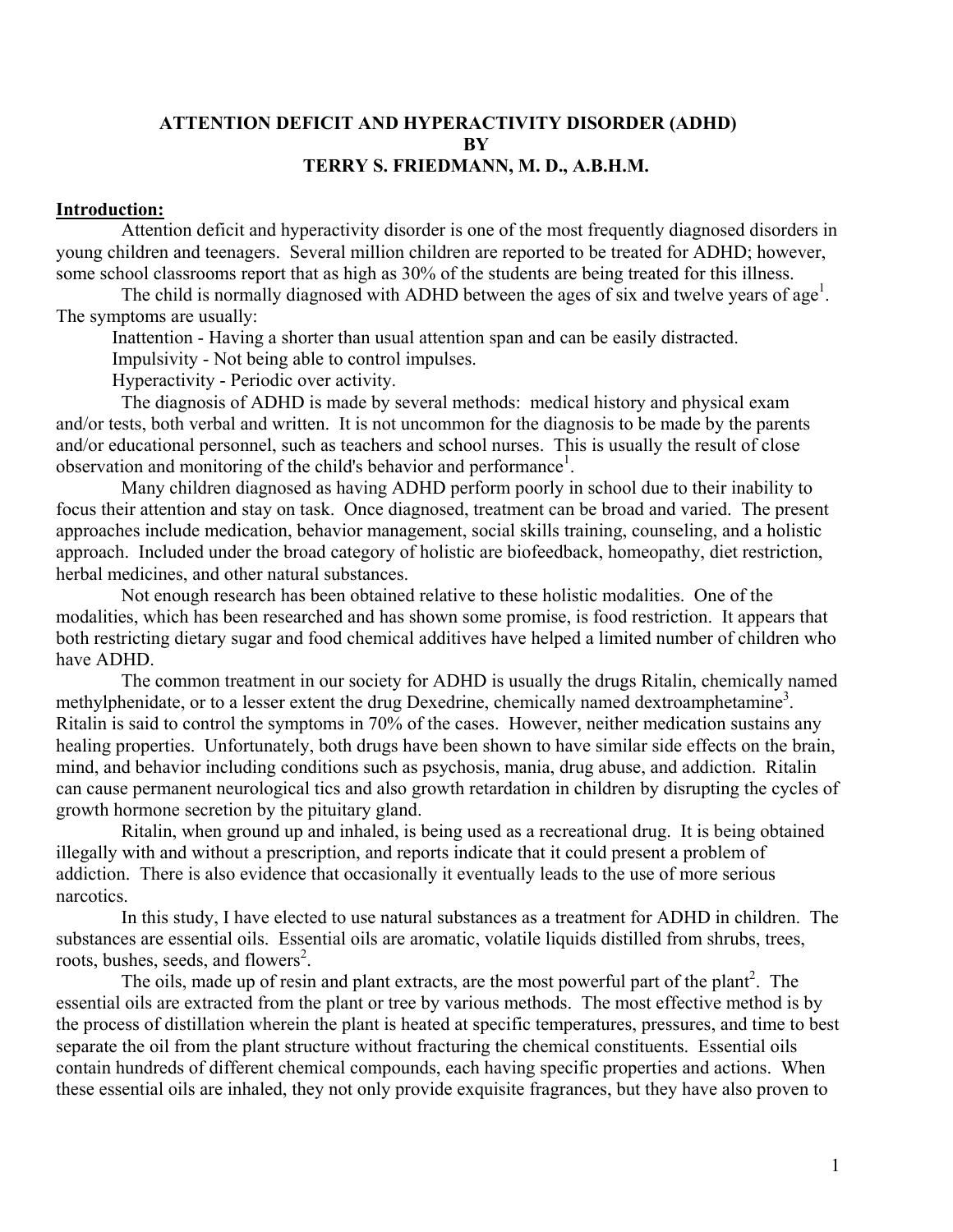# ATTENTION DEFICIT AND HYPERACTIVITY DISORDER (ADHD)
## BY
## TERRY S. FRIEDMANN, M. D., A.B.H.M.

**Introduction:**

Attention deficit and hyperactivity disorder is one of the most frequently diagnosed disorders in young children and teenagers. Several million children are reported to be treated for ADHD; however, some school classrooms report that as high as 30% of the students are being treated for this illness.

The child is normally diagnosed with ADHD between the ages of six and twelve years of age[1]. The symptoms are usually:

Inattention - Having a shorter than usual attention span and can be easily distracted.
Impulsivity - Not being able to control impulses.
Hyperactivity - Periodic over activity.

The diagnosis of ADHD is made by several methods: medical history and physical exam and/or tests, both verbal and written. It is not uncommon for the diagnosis to be made by the parents and/or educational personnel, such as teachers and school nurses. This is usually the result of close observation and monitoring of the child's behavior and performance[1].

Many children diagnosed as having ADHD perform poorly in school due to their inability to focus their attention and stay on task. Once diagnosed, treatment can be broad and varied. The present approaches include medication, behavior management, social skills training, counseling, and a holistic approach. Included under the broad category of holistic are biofeedback, homeopathy, diet restriction, herbal medicines, and other natural substances.

Not enough research has been obtained relative to these holistic modalities. One of the modalities, which has been researched and has shown some promise, is food restriction. It appears that both restricting dietary sugar and food chemical additives have helped a limited number of children who have ADHD.

The common treatment in our society for ADHD is usually the drugs Ritalin, chemically named methylphenidate, or to a lesser extent the drug Dexedrine, chemically named dextroamphetamine[3]. Ritalin is said to control the symptoms in 70% of the cases. However, neither medication sustains any healing properties. Unfortunately, both drugs have been shown to have similar side effects on the brain, mind, and behavior including conditions such as psychosis, mania, drug abuse, and addiction. Ritalin can cause permanent neurological tics and also growth retardation in children by disrupting the cycles of growth hormone secretion by the pituitary gland.

Ritalin, when ground up and inhaled, is being used as a recreational drug. It is being obtained illegally with and without a prescription, and reports indicate that it could present a problem of addiction. There is also evidence that occasionally it eventually leads to the use of more serious narcotics.

In this study, I have elected to use natural substances as a treatment for ADHD in children. The substances are essential oils. Essential oils are aromatic, volatile liquids distilled from shrubs, trees, roots, bushes, seeds, and flowers[2].

The oils, made up of resin and plant extracts, are the most powerful part of the plant[2]. The essential oils are extracted from the plant or tree by various methods. The most effective method is by the process of distillation wherein the plant is heated at specific temperatures, pressures, and time to best separate the oil from the plant structure without fracturing the chemical constituents. Essential oils contain hundreds of different chemical compounds, each having specific properties and actions. When these essential oils are inhaled, they not only provide exquisite fragrances, but they have also proven to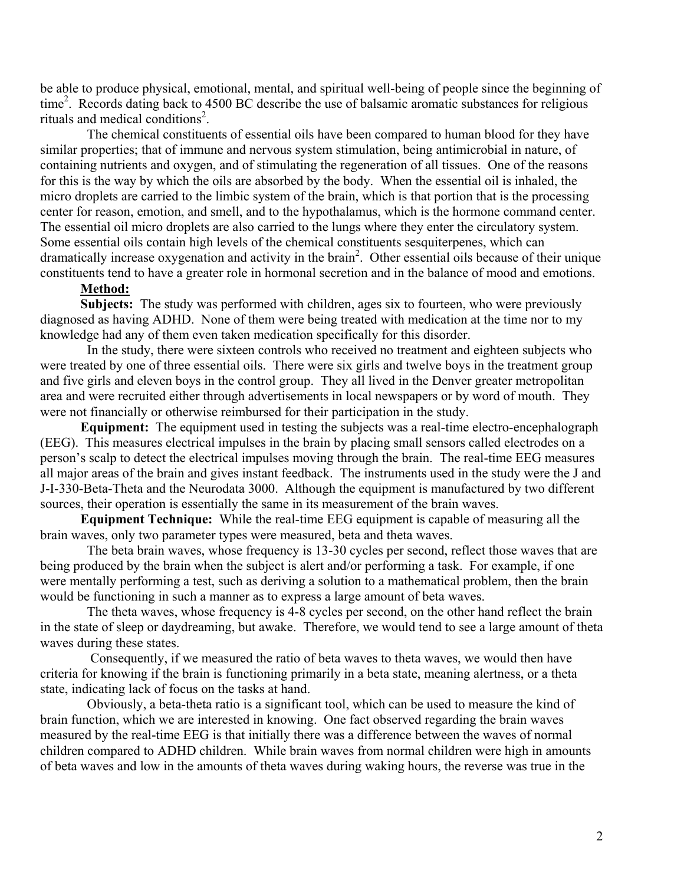be able to produce physical, emotional, mental, and spiritual well-being of people since the beginning of time[2]. Records dating back to 4500 BC describe the use of balsamic aromatic substances for religious rituals and medical conditions[2].

The chemical constituents of essential oils have been compared to human blood for they have similar properties; that of immune and nervous system stimulation, being antimicrobial in nature, of containing nutrients and oxygen, and of stimulating the regeneration of all tissues. One of the reasons for this is the way by which the oils are absorbed by the body. When the essential oil is inhaled, the micro droplets are carried to the limbic system of the brain, which is that portion that is the processing center for reason, emotion, and smell, and to the hypothalamus, which is the hormone command center. The essential oil micro droplets are also carried to the lungs where they enter the circulatory system. Some essential oils contain high levels of the chemical constituents sesquiterpenes, which can dramatically increase oxygenation and activity in the brain[2]. Other essential oils because of their unique constituents tend to have a greater role in hormonal secretion and in the balance of mood and emotions.

**Method:**

**Subjects:** The study was performed with children, ages six to fourteen, who were previously diagnosed as having ADHD. None of them were being treated with medication at the time nor to my knowledge had any of them even taken medication specifically for this disorder.

In the study, there were sixteen controls who received no treatment and eighteen subjects who were treated by one of three essential oils. There were six girls and twelve boys in the treatment group and five girls and eleven boys in the control group. They all lived in the Denver greater metropolitan area and were recruited either through advertisements in local newspapers or by word of mouth. They were not financially or otherwise reimbursed for their participation in the study.

**Equipment:** The equipment used in testing the subjects was a real-time electro-encephalograph (EEG). This measures electrical impulses in the brain by placing small sensors called electrodes on a person's scalp to detect the electrical impulses moving through the brain. The real-time EEG measures all major areas of the brain and gives instant feedback. The instruments used in the study were the J and J-I-330-Beta-Theta and the Neurodata 3000. Although the equipment is manufactured by two different sources, their operation is essentially the same in its measurement of the brain waves.

**Equipment Technique:** While the real-time EEG equipment is capable of measuring all the brain waves, only two parameter types were measured, beta and theta waves.

The beta brain waves, whose frequency is 13-30 cycles per second, reflect those waves that are being produced by the brain when the subject is alert and/or performing a task. For example, if one were mentally performing a test, such as deriving a solution to a mathematical problem, then the brain would be functioning in such a manner as to express a large amount of beta waves.

The theta waves, whose frequency is 4-8 cycles per second, on the other hand reflect the brain in the state of sleep or daydreaming, but awake. Therefore, we would tend to see a large amount of theta waves during these states.

Consequently, if we measured the ratio of beta waves to theta waves, we would then have criteria for knowing if the brain is functioning primarily in a beta state, meaning alertness, or a theta state, indicating lack of focus on the tasks at hand.

Obviously, a beta-theta ratio is a significant tool, which can be used to measure the kind of brain function, which we are interested in knowing. One fact observed regarding the brain waves measured by the real-time EEG is that initially there was a difference between the waves of normal children compared to ADHD children. While brain waves from normal children were high in amounts of beta waves and low in the amounts of theta waves during waking hours, the reverse was true in the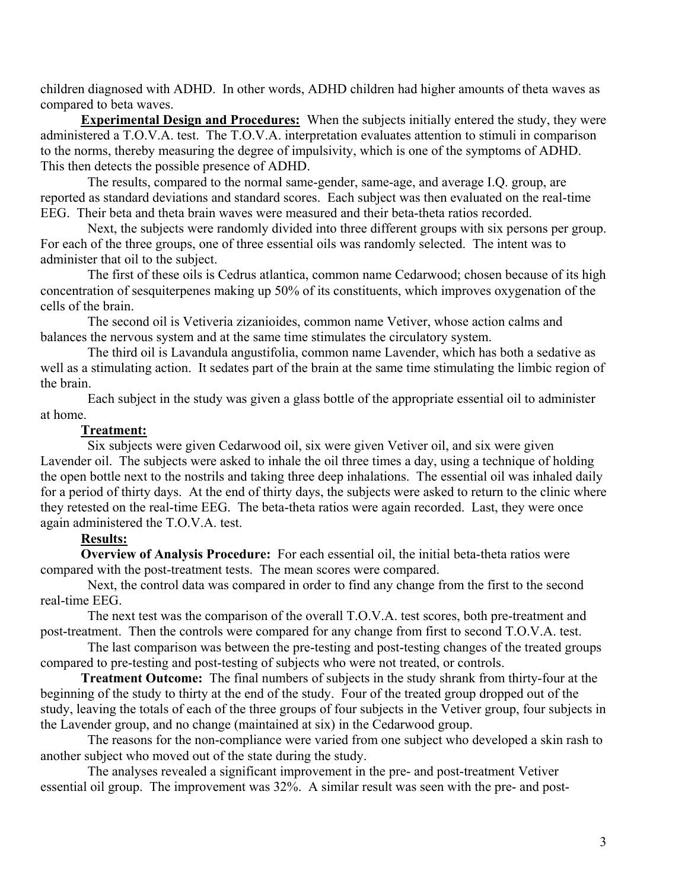children diagnosed with ADHD. In other words, ADHD children had higher amounts of theta waves as compared to beta waves.

**Experimental Design and Procedures:** When the subjects initially entered the study, they were administered a T.O.V.A. test. The T.O.V.A. interpretation evaluates attention to stimuli in comparison to the norms, thereby measuring the degree of impulsivity, which is one of the symptoms of ADHD. This then detects the possible presence of ADHD.

The results, compared to the normal same-gender, same-age, and average I.Q. group, are reported as standard deviations and standard scores. Each subject was then evaluated on the real-time EEG. Their beta and theta brain waves were measured and their beta-theta ratios recorded.

Next, the subjects were randomly divided into three different groups with six persons per group. For each of the three groups, one of three essential oils was randomly selected. The intent was to administer that oil to the subject.

The first of these oils is Cedrus atlantica, common name Cedarwood; chosen because of its high concentration of sesquiterpenes making up 50% of its constituents, which improves oxygenation of the cells of the brain.

The second oil is Vetiveria zizanioides, common name Vetiver, whose action calms and balances the nervous system and at the same time stimulates the circulatory system.

The third oil is Lavandula angustifolia, common name Lavender, which has both a sedative as well as a stimulating action. It sedates part of the brain at the same time stimulating the limbic region of the brain.

Each subject in the study was given a glass bottle of the appropriate essential oil to administer at home.

**Treatment:**

Six subjects were given Cedarwood oil, six were given Vetiver oil, and six were given Lavender oil. The subjects were asked to inhale the oil three times a day, using a technique of holding the open bottle next to the nostrils and taking three deep inhalations. The essential oil was inhaled daily for a period of thirty days. At the end of thirty days, the subjects were asked to return to the clinic where they retested on the real-time EEG. The beta-theta ratios were again recorded. Last, they were once again administered the T.O.V.A. test.

**Results:**

**Overview of Analysis Procedure:** For each essential oil, the initial beta-theta ratios were compared with the post-treatment tests. The mean scores were compared.

Next, the control data was compared in order to find any change from the first to the second real-time EEG.

The next test was the comparison of the overall T.O.V.A. test scores, both pre-treatment and post-treatment. Then the controls were compared for any change from first to second T.O.V.A. test.

The last comparison was between the pre-testing and post-testing changes of the treated groups compared to pre-testing and post-testing of subjects who were not treated, or controls.

**Treatment Outcome:** The final numbers of subjects in the study shrank from thirty-four at the beginning of the study to thirty at the end of the study. Four of the treated group dropped out of the study, leaving the totals of each of the three groups of four subjects in the Vetiver group, four subjects in the Lavender group, and no change (maintained at six) in the Cedarwood group.

The reasons for the non-compliance were varied from one subject who developed a skin rash to another subject who moved out of the state during the study.

The analyses revealed a significant improvement in the pre- and post-treatment Vetiver essential oil group. The improvement was 32%. A similar result was seen with the pre- and post-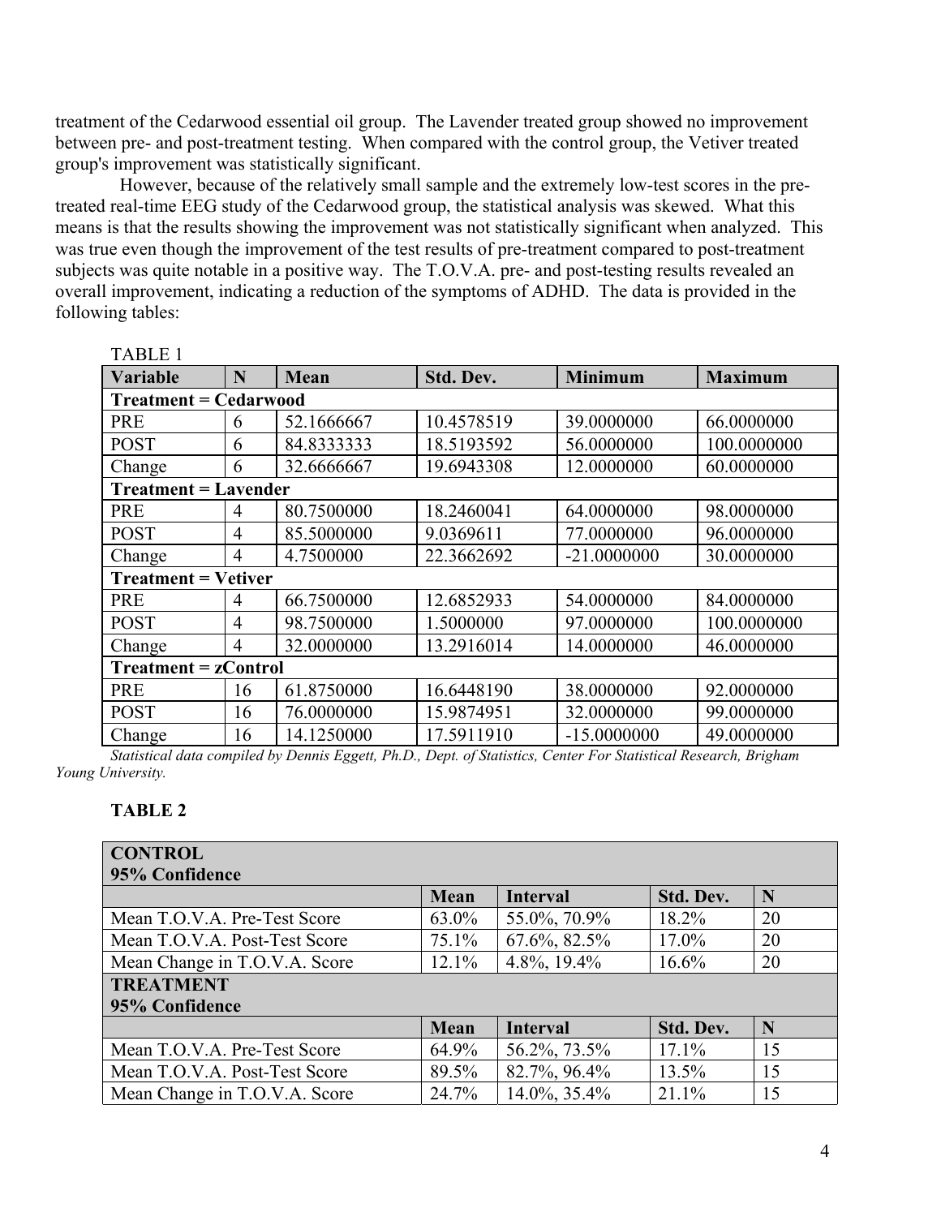treatment of the Cedarwood essential oil group. The Lavender treated group showed no improvement between pre- and post-treatment testing. When compared with the control group, the Vetiver treated group's improvement was statistically significant.

However, because of the relatively small sample and the extremely low-test scores in the pre-treated real-time EEG study of the Cedarwood group, the statistical analysis was skewed. What this means is that the results showing the improvement was not statistically significant when analyzed. This was true even though the improvement of the test results of pre-treatment compared to post-treatment subjects was quite notable in a positive way. The T.O.V.A. pre- and post-testing results revealed an overall improvement, indicating a reduction of the symptoms of ADHD. The data is provided in the following tables:

TABLE 1

| Variable | N | Mean | Std. Dev. | Minimum | Maximum |
|---|---|---|---|---|---|
| **Treatment = Cedarwood** | | | | | |
| PRE | 6 | 52.1666667 | 10.4578519 | 39.0000000 | 66.0000000 |
| POST | 6 | 84.8333333 | 18.5193592 | 56.0000000 | 100.0000000 |
| Change | 6 | 32.6666667 | 19.6943308 | 12.0000000 | 60.0000000 |
| **Treatment = Lavender** | | | | | |
| PRE | 4 | 80.7500000 | 18.2460041 | 64.0000000 | 98.0000000 |
| POST | 4 | 85.5000000 | 9.0369611 | 77.0000000 | 96.0000000 |
| Change | 4 | 4.7500000 | 22.3662692 | -21.0000000 | 30.0000000 |
| **Treatment = Vetiver** | | | | | |
| PRE | 4 | 66.7500000 | 12.6852933 | 54.0000000 | 84.0000000 |
| POST | 4 | 98.7500000 | 1.5000000 | 97.0000000 | 100.0000000 |
| Change | 4 | 32.0000000 | 13.2916014 | 14.0000000 | 46.0000000 |
| **Treatment = zControl** | | | | | |
| PRE | 16 | 61.8750000 | 16.6448190 | 38.0000000 | 92.0000000 |
| POST | 16 | 76.0000000 | 15.9874951 | 32.0000000 | 99.0000000 |
| Change | 16 | 14.1250000 | 17.5911910 | -15.0000000 | 49.0000000 |

*Statistical data compiled by Dennis Eggett, Ph.D., Dept. of Statistics, Center For Statistical Research, Brigham Young University.*

**TABLE 2**

| **CONTROL 95% Confidence** | | | | |
|---|---|---|---|---|
| | **Mean** | **Interval** | **Std. Dev.** | **N** |
| Mean T.O.V.A. Pre-Test Score | 63.0% | 55.0%, 70.9% | 18.2% | 20 |
| Mean T.O.V.A. Post-Test Score | 75.1% | 67.6%, 82.5% | 17.0% | 20 |
| Mean Change in T.O.V.A. Score | 12.1% | 4.8%, 19.4% | 16.6% | 20 |
| **TREATMENT 95% Confidence** | | | | |
| | **Mean** | **Interval** | **Std. Dev.** | **N** |
| Mean T.O.V.A. Pre-Test Score | 64.9% | 56.2%, 73.5% | 17.1% | 15 |
| Mean T.O.V.A. Post-Test Score | 89.5% | 82.7%, 96.4% | 13.5% | 15 |
| Mean Change in T.O.V.A. Score | 24.7% | 14.0%, 35.4% | 21.1% | 15 |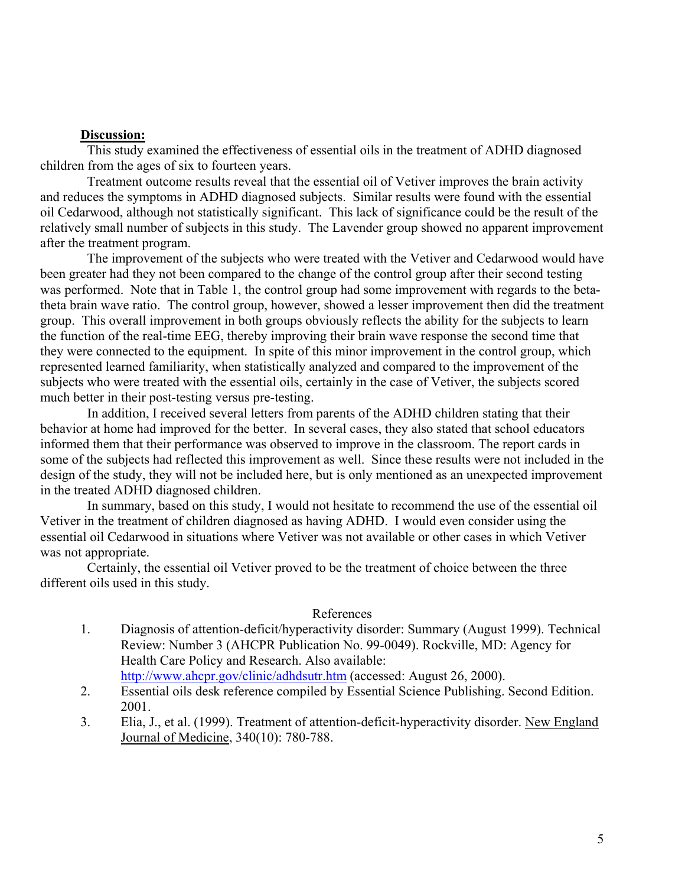**Discussion:**

This study examined the effectiveness of essential oils in the treatment of ADHD diagnosed children from the ages of six to fourteen years.

Treatment outcome results reveal that the essential oil of Vetiver improves the brain activity and reduces the symptoms in ADHD diagnosed subjects. Similar results were found with the essential oil Cedarwood, although not statistically significant. This lack of significance could be the result of the relatively small number of subjects in this study. The Lavender group showed no apparent improvement after the treatment program.

The improvement of the subjects who were treated with the Vetiver and Cedarwood would have been greater had they not been compared to the change of the control group after their second testing was performed. Note that in Table 1, the control group had some improvement with regards to the beta-theta brain wave ratio. The control group, however, showed a lesser improvement then did the treatment group. This overall improvement in both groups obviously reflects the ability for the subjects to learn the function of the real-time EEG, thereby improving their brain wave response the second time that they were connected to the equipment. In spite of this minor improvement in the control group, which represented learned familiarity, when statistically analyzed and compared to the improvement of the subjects who were treated with the essential oils, certainly in the case of Vetiver, the subjects scored much better in their post-testing versus pre-testing.

In addition, I received several letters from parents of the ADHD children stating that their behavior at home had improved for the better. In several cases, they also stated that school educators informed them that their performance was observed to improve in the classroom. The report cards in some of the subjects had reflected this improvement as well. Since these results were not included in the design of the study, they will not be included here, but is only mentioned as an unexpected improvement in the treated ADHD diagnosed children.

In summary, based on this study, I would not hesitate to recommend the use of the essential oil Vetiver in the treatment of children diagnosed as having ADHD. I would even consider using the essential oil Cedarwood in situations where Vetiver was not available or other cases in which Vetiver was not appropriate.

Certainly, the essential oil Vetiver proved to be the treatment of choice between the three different oils used in this study.

References

1. Diagnosis of attention-deficit/hyperactivity disorder: Summary (August 1999). Technical Review: Number 3 (AHCPR Publication No. 99-0049). Rockville, MD: Agency for Health Care Policy and Research. Also available: http://www.ahcpr.gov/clinic/adhdsutr.htm (accessed: August 26, 2000).
2. Essential oils desk reference compiled by Essential Science Publishing. Second Edition. 2001.
3. Elia, J., et al. (1999). Treatment of attention-deficit-hyperactivity disorder. New England Journal of Medicine, 340(10): 780-788.